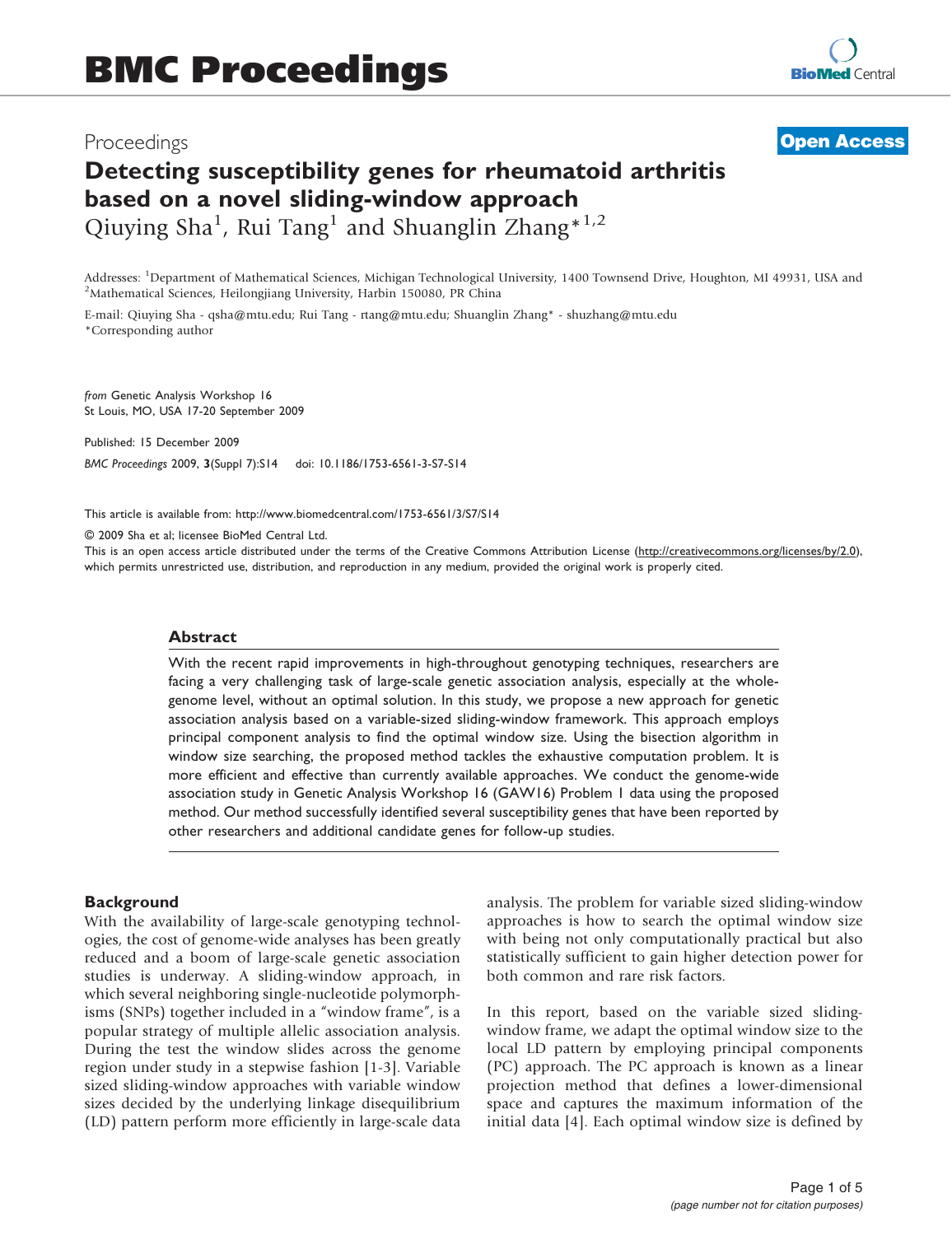# BMC Proceedings

Proceedings

**Open Access**

## Detecting susceptibility genes for rheumatoid arthritis based on a novel sliding-window approach

Qiuying Sha[1], Rui Tang[1] and Shuanglin Zhang*[1,2]

Addresses: [1]Department of Mathematical Sciences, Michigan Technological University, 1400 Townsend Drive, Houghton, MI 49931, USA and [2]Mathematical Sciences, Heilongjiang University, Harbin 150080, PR China

E-mail: Qiuying Sha - qsha@mtu.edu; Rui Tang - rtang@mtu.edu; Shuanglin Zhang* - shuzhang@mtu.edu
*Corresponding author

*from* Genetic Analysis Workshop 16
St Louis, MO, USA 17-20 September 2009

Published: 15 December 2009

*BMC Proceedings* 2009, **3**(Suppl 7):S14 doi: 10.1186/1753-6561-3-S7-S14

This article is available from: http://www.biomedcentral.com/1753-6561/3/S7/S14

© 2009 Sha et al; licensee BioMed Central Ltd.
This is an open access article distributed under the terms of the Creative Commons Attribution License (http://creativecommons.org/licenses/by/2.0), which permits unrestricted use, distribution, and reproduction in any medium, provided the original work is properly cited.

### Abstract

With the recent rapid improvements in high-throughout genotyping techniques, researchers are facing a very challenging task of large-scale genetic association analysis, especially at the whole-genome level, without an optimal solution. In this study, we propose a new approach for genetic association analysis based on a variable-sized sliding-window framework. This approach employs principal component analysis to find the optimal window size. Using the bisection algorithm in window size searching, the proposed method tackles the exhaustive computation problem. It is more efficient and effective than currently available approaches. We conduct the genome-wide association study in Genetic Analysis Workshop 16 (GAW16) Problem 1 data using the proposed method. Our method successfully identified several susceptibility genes that have been reported by other researchers and additional candidate genes for follow-up studies.

### Background

With the availability of large-scale genotyping technologies, the cost of genome-wide analyses has been greatly reduced and a boom of large-scale genetic association studies is underway. A sliding-window approach, in which several neighboring single-nucleotide polymorphisms (SNPs) together included in a "window frame", is a popular strategy of multiple allelic association analysis. During the test the window slides across the genome region under study in a stepwise fashion [1-3]. Variable sized sliding-window approaches with variable window sizes decided by the underlying linkage disequilibrium (LD) pattern perform more efficiently in large-scale data analysis. The problem for variable sized sliding-window approaches is how to search the optimal window size with being not only computationally practical but also statistically sufficient to gain higher detection power for both common and rare risk factors.

In this report, based on the variable sized sliding-window frame, we adapt the optimal window size to the local LD pattern by employing principal components (PC) approach. The PC approach is known as a linear projection method that defines a lower-dimensional space and captures the maximum information of the initial data [4]. Each optimal window size is defined by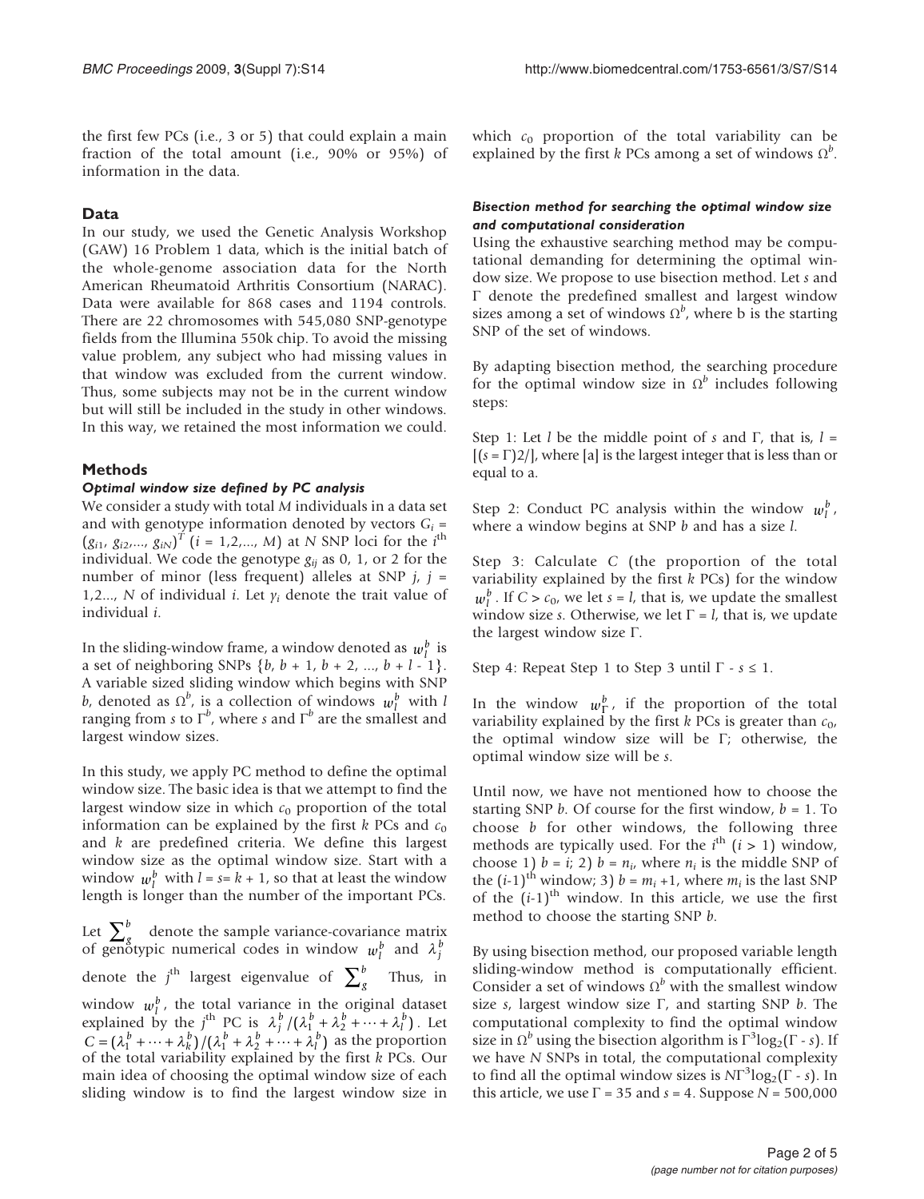the first few PCs (i.e., 3 or 5) that could explain a main fraction of the total amount (i.e., 90% or 95%) of information in the data.

## Data

In our study, we used the Genetic Analysis Workshop (GAW) 16 Problem 1 data, which is the initial batch of the whole-genome association data for the North American Rheumatoid Arthritis Consortium (NARAC). Data were available for 868 cases and 1194 controls. There are 22 chromosomes with 545,080 SNP-genotype fields from the Illumina 550k chip. To avoid the missing value problem, any subject who had missing values in that window was excluded from the current window. Thus, some subjects may not be in the current window but will still be included in the study in other windows. In this way, we retained the most information we could.

## Methods

### *Optimal window size defined by PC analysis*

We consider a study with total $M$ individuals in a data set and with genotype information denoted by vectors $G_i = (g_{i1}, g_{i2},..., g_{iN})^T$ $(i = 1,2,..., M)$ at $N$ SNP loci for the $i^{\text{th}}$ individual. We code the genotype $g_{ij}$ as 0, 1, or 2 for the number of minor (less frequent) alleles at SNP $j$, $j = 1,2..., N$ of individual $i$. Let $y_i$ denote the trait value of individual $i$.

In the sliding-window frame, a window denoted as $w_l^b$ is a set of neighboring SNPs $\{b, b+1, b+2, ..., b+l-1\}$. A variable sized sliding window which begins with SNP $b$, denoted as $\Omega^b$, is a collection of windows $w_l^b$ with $l$ ranging from $s$ to $\Gamma^b$, where $s$ and $\Gamma^b$ are the smallest and largest window sizes.

In this study, we apply PC method to define the optimal window size. The basic idea is that we attempt to find the largest window size in which $c_0$ proportion of the total information can be explained by the first $k$ PCs and $c_0$ and $k$ are predefined criteria. We define this largest window size as the optimal window size. Start with a window $w_l^b$ with $l = s = k + 1$, so that at least the window length is longer than the number of the important PCs.

Let $\sum_g^b$ denote the sample variance-covariance matrix of genotypic numerical codes in window $w_l^b$ and $\lambda_j^b$ denote the $j^{\text{th}}$ largest eigenvalue of $\sum_g^b$. Thus, in window $w_l^b$, the total variance in the original dataset explained by the $j^{\text{th}}$ PC is $\lambda_j^b/(\lambda_1^b + \lambda_2^b + \cdots + \lambda_l^b)$. Let $C = (\lambda_1^b + \cdots + \lambda_k^b)/(\lambda_1^b + \lambda_2^b + \cdots + \lambda_l^b)$ as the proportion of the total variability explained by the first $k$ PCs. Our main idea of choosing the optimal window size of each sliding window is to find the largest window size in which $c_0$ proportion of the total variability can be explained by the first $k$ PCs among a set of windows $\Omega^b$.

### *Bisection method for searching the optimal window size and computational consideration*

Using the exhaustive searching method may be computational demanding for determining the optimal window size. We propose to use bisection method. Let $s$ and $\Gamma$ denote the predefined smallest and largest window sizes among a set of windows $\Omega^b$, where b is the starting SNP of the set of windows.

By adapting bisection method, the searching procedure for the optimal window size in $\Omega^b$ includes following steps:

Step 1: Let $l$ be the middle point of $s$ and $\Gamma$, that is, $l = [(s = \Gamma)2/]$, where [a] is the largest integer that is less than or equal to a.

Step 2: Conduct PC analysis within the window $w_l^b$, where a window begins at SNP $b$ and has a size $l$.

Step 3: Calculate $C$ (the proportion of the total variability explained by the first $k$ PCs) for the window $w_l^b$. If $C > c_0$, we let $s = l$, that is, we update the smallest window size $s$. Otherwise, we let $\Gamma = l$, that is, we update the largest window size $\Gamma$.

Step 4: Repeat Step 1 to Step 3 until $\Gamma - s \leq 1$.

In the window $w_\Gamma^b$, if the proportion of the total variability explained by the first $k$ PCs is greater than $c_0$, the optimal window size will be $\Gamma$; otherwise, the optimal window size will be $s$.

Until now, we have not mentioned how to choose the starting SNP $b$. Of course for the first window, $b = 1$. To choose $b$ for other windows, the following three methods are typically used. For the $i^{\text{th}}$ $(i > 1)$ window, choose 1) $b = i$; 2) $b = n_i$, where $n_i$ is the middle SNP of the $(i\text{-}1)^{\text{th}}$ window; 3) $b = m_i + 1$, where $m_i$ is the last SNP of the $(i\text{-}1)^{\text{th}}$ window. In this article, we use the first method to choose the starting SNP $b$.

By using bisection method, our proposed variable length sliding-window method is computationally efficient. Consider a set of windows $\Omega^b$ with the smallest window size $s$, largest window size $\Gamma$, and starting SNP $b$. The computational complexity to find the optimal window size in $\Omega^b$ using the bisection algorithm is $\Gamma^3\log_2(\Gamma - s)$. If we have $N$ SNPs in total, the computational complexity to find all the optimal window sizes is $N\Gamma^3\log_2(\Gamma - s)$. In this article, we use $\Gamma = 35$ and $s = 4$. Suppose $N = 500,000$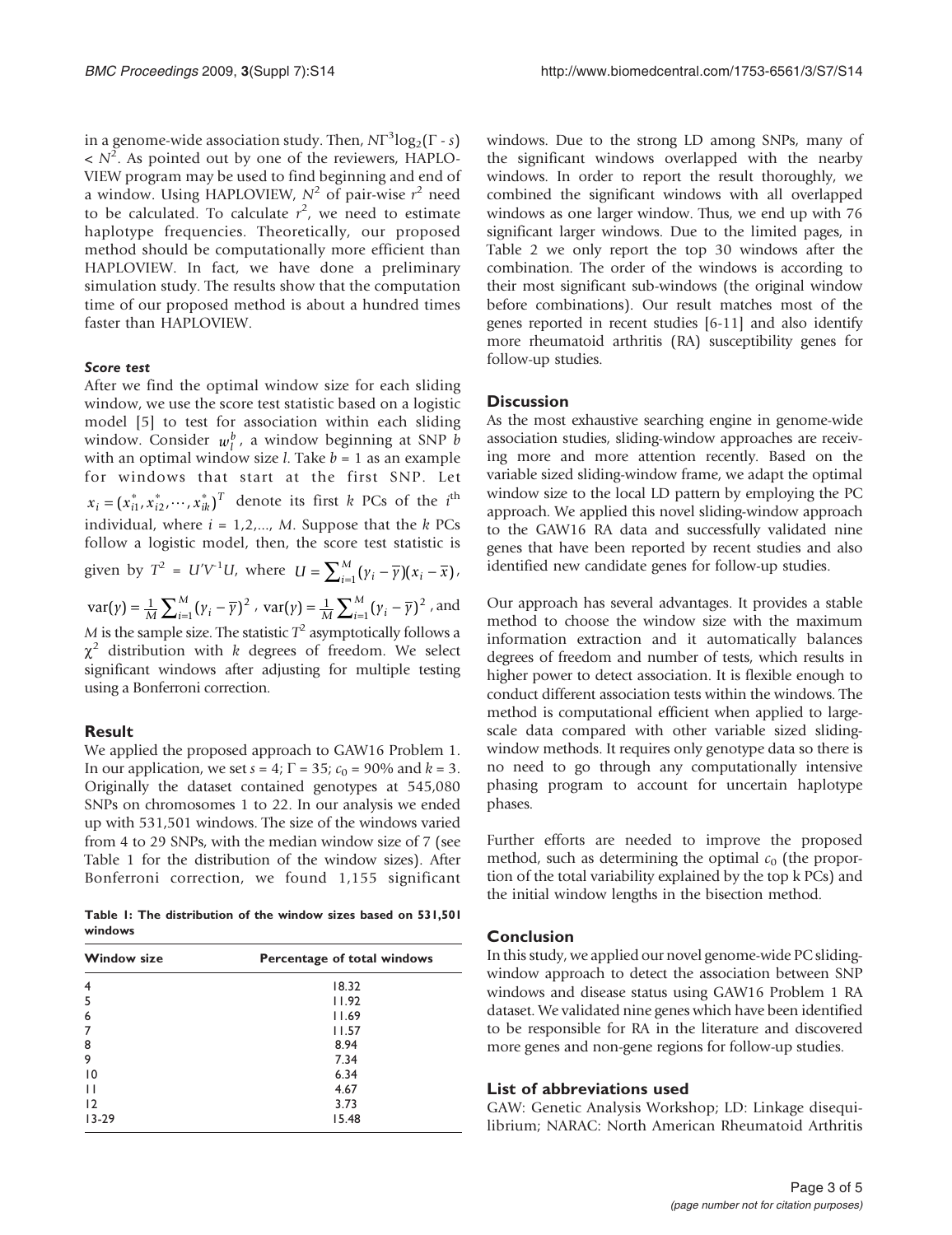in a genome-wide association study. Then, $N\Gamma^3\log_2(\Gamma - s) < N^2$. As pointed out by one of the reviewers, HAPLOVIEW program may be used to find beginning and end of a window. Using HAPLOVIEW, $N^2$ of pair-wise $r^2$ need to be calculated. To calculate $r^2$, we need to estimate haplotype frequencies. Theoretically, our proposed method should be computationally more efficient than HAPLOVIEW. In fact, we have done a preliminary simulation study. The results show that the computation time of our proposed method is about a hundred times faster than HAPLOVIEW.

### *Score test*

After we find the optimal window size for each sliding window, we use the score test statistic based on a logistic model [5] to test for association within each sliding window. Consider $w_l^b$, a window beginning at SNP $b$ with an optimal window size $l$. Take $b = 1$ as an example for windows that start at the first SNP. Let $x_i = (x_{i1}^*, x_{i2}^*, \cdots, x_{ik}^*)^T$ denote its first $k$ PCs of the $i^{\text{th}}$ individual, where $i = 1,2,..., M$. Suppose that the $k$ PCs follow a logistic model, then, the score test statistic is given by $T^2 = U'V^{-1}U$, where $U = \sum_{i=1}^{M}(y_i - \overline{y})(x_i - \overline{x})$, $\text{var}(y) = \frac{1}{M}\sum_{i=1}^{M}(y_i - \overline{y})^2$, $\text{var}(y) = \frac{1}{M}\sum_{i=1}^{M}(y_i - \overline{y})^2$, and $M$ is the sample size. The statistic $T^2$ asymptotically follows a $\chi^2$ distribution with $k$ degrees of freedom. We select significant windows after adjusting for multiple testing using a Bonferroni correction.

## Result

We applied the proposed approach to GAW16 Problem 1. In our application, we set $s = 4$; $\Gamma = 35$; $c_0 = 90\%$ and $k = 3$. Originally the dataset contained genotypes at 545,080 SNPs on chromosomes 1 to 22. In our analysis we ended up with 531,501 windows. The size of the windows varied from 4 to 29 SNPs, with the median window size of 7 (see Table 1 for the distribution of the window sizes). After Bonferroni correction, we found 1,155 significant windows. Due to the strong LD among SNPs, many of the significant windows overlapped with the nearby windows. In order to report the result thoroughly, we combined the significant windows with all overlapped windows as one larger window. Thus, we end up with 76 significant larger windows. Due to the limited pages, in Table 2 we only report the top 30 windows after the combination. The order of the windows is according to their most significant sub-windows (the original window before combinations). Our result matches most of the genes reported in recent studies [6-11] and also identify more rheumatoid arthritis (RA) susceptibility genes for follow-up studies.

**Table 1: The distribution of the window sizes based on 531,501 windows**

| Window size | Percentage of total windows |
|---|---|
| 4 | 18.32 |
| 5 | 11.92 |
| 6 | 11.69 |
| 7 | 11.57 |
| 8 | 8.94 |
| 9 | 7.34 |
| 10 | 6.34 |
| 11 | 4.67 |
| 12 | 3.73 |
| 13-29 | 15.48 |

## Discussion

As the most exhaustive searching engine in genome-wide association studies, sliding-window approaches are receiving more and more attention recently. Based on the variable sized sliding-window frame, we adapt the optimal window size to the local LD pattern by employing the PC approach. We applied this novel sliding-window approach to the GAW16 RA data and successfully validated nine genes that have been reported by recent studies and also identified new candidate genes for follow-up studies.

Our approach has several advantages. It provides a stable method to choose the window size with the maximum information extraction and it automatically balances degrees of freedom and number of tests, which results in higher power to detect association. It is flexible enough to conduct different association tests within the windows. The method is computational efficient when applied to large-scale data compared with other variable sized sliding-window methods. It requires only genotype data so there is no need to go through any computationally intensive phasing program to account for uncertain haplotype phases.

Further efforts are needed to improve the proposed method, such as determining the optimal $c_0$ (the proportion of the total variability explained by the top k PCs) and the initial window lengths in the bisection method.

## Conclusion

In this study, we applied our novel genome-wide PC sliding-window approach to detect the association between SNP windows and disease status using GAW16 Problem 1 RA dataset. We validated nine genes which have been identified to be responsible for RA in the literature and discovered more genes and non-gene regions for follow-up studies.

## List of abbreviations used

GAW: Genetic Analysis Workshop; LD: Linkage disequilibrium; NARAC: North American Rheumatoid Arthritis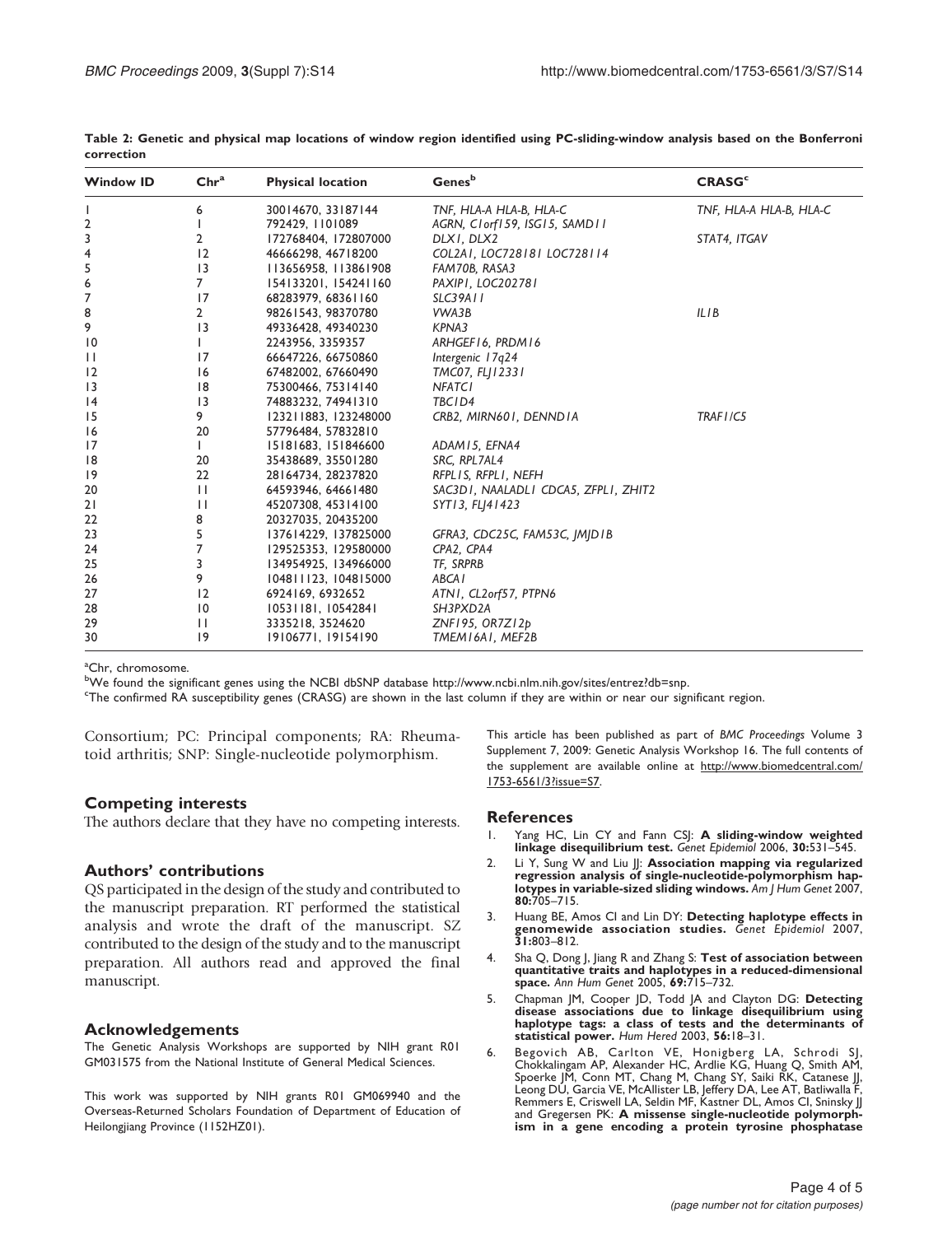**Table 2: Genetic and physical map locations of window region identified using PC-sliding-window analysis based on the Bonferroni correction**

| Window ID | Chr[a] | Physical location | Genes[b] | CRASG[c] |
|---|---|---|---|---|
| 1 | 6 | 30014670, 33187144 | *TNF, HLA-A HLA-B, HLA-C* | *TNF, HLA-A HLA-B, HLA-C* |
| 2 | 1 | 792429, 1101089 | *AGRN, C1orf159, ISG15, SAMD11* | |
| 3 | 2 | 172768404, 172807000 | *DLX1, DLX2* | *STAT4, ITGAV* |
| 4 | 12 | 46666298, 46718200 | *COL2A1, LOC728181 LOC728114* | |
| 5 | 13 | 113656958, 113861908 | *FAM70B, RASA3* | |
| 6 | 7 | 154133201, 154241160 | *PAXIP1, LOC202781* | |
| 7 | 17 | 68283979, 68361160 | *SLC39A11* | |
| 8 | 2 | 98261543, 98370780 | *VWA3B* | *IL1B* |
| 9 | 13 | 49336428, 49340230 | *KPNA3* | |
| 10 | 1 | 2243956, 3359357 | *ARHGEF16, PRDM16* | |
| 11 | 17 | 66647226, 66750860 | *Intergenic 17q24* | |
| 12 | 16 | 67482002, 67660490 | *TMC07, FLJ12331* | |
| 13 | 18 | 75300466, 75314140 | *NFATC1* | |
| 14 | 13 | 74883232, 74941310 | *TBC1D4* | |
| 15 | 9 | 123211883, 123248000 | *CRB2, MIRN601, DENND1A* | *TRAF1/C5* |
| 16 | 20 | 57796484, 57832810 | | |
| 17 | 1 | 15181683, 151846600 | *ADAM15, EFNA4* | |
| 18 | 20 | 35438689, 35501280 | *SRC, RPL7AL4* | |
| 19 | 22 | 28164734, 28237820 | *RFPL1S, RFPL1, NEFH* | |
| 20 | 11 | 64593946, 64661480 | *SAC3D1, NAALADL1 CDCA5, ZFPL1, ZHIT2* | |
| 21 | 11 | 45207308, 45314100 | *SYT13, FLJ41423* | |
| 22 | 8 | 20327035, 20435200 | | |
| 23 | 5 | 137614229, 137825000 | *GFRA3, CDC25C, FAM53C, JMJD1B* | |
| 24 | 7 | 129525353, 129580000 | *CPA2, CPA4* | |
| 25 | 3 | 134954925, 134966000 | *TF, SRPRB* | |
| 26 | 9 | 104811123, 104815000 | *ABCA1* | |
| 27 | 12 | 6924169, 6932652 | *ATN1, CL2orf57, PTPN6* | |
| 28 | 10 | 10531181, 10542841 | *SH3PXD2A* | |
| 29 | 11 | 3335218, 3524620 | *ZNF195, OR7Z12p* | |
| 30 | 19 | 19106771, 19154190 | *TMEM16A1, MEF2B* | |

[a]Chr, chromosome.
[b]We found the significant genes using the NCBI dbSNP database http://www.ncbi.nlm.nih.gov/sites/entrez?db=snp.
[c]The confirmed RA susceptibility genes (CRASG) are shown in the last column if they are within or near our significant region.

Consortium; PC: Principal components; RA: Rheumatoid arthritis; SNP: Single-nucleotide polymorphism.

## Competing interests

The authors declare that they have no competing interests.

## Authors' contributions

QS participated in the design of the study and contributed to the manuscript preparation. RT performed the statistical analysis and wrote the draft of the manuscript. SZ contributed to the design of the study and to the manuscript preparation. All authors read and approved the final manuscript.

## Acknowledgements

The Genetic Analysis Workshops are supported by NIH grant R01 GM031575 from the National Institute of General Medical Sciences.

This work was supported by NIH grants R01 GM069940 and the Overseas-Returned Scholars Foundation of Department of Education of Heilongjiang Province (1152HZ01).

This article has been published as part of *BMC Proceedings* Volume 3 Supplement 7, 2009: Genetic Analysis Workshop 16. The full contents of the supplement are available online at http://www.biomedcentral.com/1753-6561/3?issue=S7.

## References

1. Yang HC, Lin CY and Fann CSJ: **A sliding-window weighted linkage disequilibrium test.** *Genet Epidemiol* 2006, **30:**531–545.
2. Li Y, Sung W and Liu JJ: **Association mapping via regularized regression analysis of single-nucleotide-polymorphism haplotypes in variable-sized sliding windows.** *Am J Hum Genet* 2007, **80:**705–715.
3. Huang BE, Amos CI and Lin DY: **Detecting haplotype effects in genomewide association studies.** *Genet Epidemiol* 2007, **31:**803–812.
4. Sha Q, Dong J, Jiang R and Zhang S: **Test of association between quantitative traits and haplotypes in a reduced-dimensional space.** *Ann Hum Genet* 2005, **69:**715–732.
5. Chapman JM, Cooper JD, Todd JA and Clayton DG: **Detecting disease associations due to linkage disequilibrium using haplotype tags: a class of tests and the determinants of statistical power.** *Hum Hered* 2003, **56:**18–31.
6. Begovich AB, Carlton VE, Honigberg LA, Schrodi SJ, Chokkalingam AP, Alexander HC, Ardlie KG, Huang Q, Smith AM, Spoerke JM, Conn MT, Chang M, Chang SY, Saiki RK, Catanese JJ, Leong DU, Garcia VE, McAllister LB, Jeffery DA, Lee AT, Batliwalla F, Remmers E, Criswell LA, Seldin MF, Kastner DL, Amos CI, Sninsky JJ and Gregersen PK: **A missense single-nucleotide polymorphism in a gene encoding a protein tyrosine phosphatase**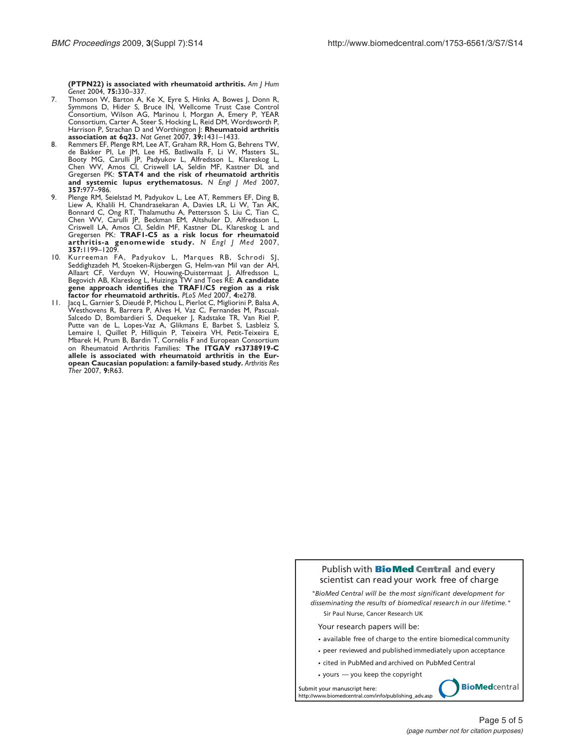**(PTPN22) is associated with rheumatoid arthritis.** *Am J Hum Genet* 2004, **75:**330–337.

7. Thomson W, Barton A, Ke X, Eyre S, Hinks A, Bowes J, Donn R, Symmons D, Hider S, Bruce IN, Wellcome Trust Case Control Consortium, Wilson AG, Marinou I, Morgan A, Emery P, YEAR Consortium, Carter A, Steer S, Hocking L, Reid DM, Wordsworth P, Harrison P, Strachan D and Worthington J: **Rheumatoid arthritis association at 6q23.** *Nat Genet* 2007, **39:**1431–1433.
8. Remmers EF, Plenge RM, Lee AT, Graham RR, Hom G, Behrens TW, de Bakker PI, Le JM, Lee HS, Batliwalla F, Li W, Masters SL, Booty MG, Carulli JP, Padyukov L, Alfredsson L, Klareskog L, Chen WV, Amos CI, Criswell LA, Seldin MF, Kastner DL and Gregersen PK: **STAT4 and the risk of rheumatoid arthritis and systemic lupus erythematosus.** *N Engl J Med* 2007, **357:**977–986.
9. Plenge RM, Seielstad M, Padyukov L, Lee AT, Remmers EF, Ding B, Liew A, Khalili H, Chandrasekaran A, Davies LR, Li W, Tan AK, Bonnard C, Ong RT, Thalamuthu A, Pettersson S, Liu C, Tian C, Chen WV, Carulli JP, Beckman EM, Altshuler D, Alfredsson L, Criswell LA, Amos CI, Seldin MF, Kastner DL, Klareskog L and Gregersen PK: **TRAF1-C5 as a risk locus for rheumatoid arthritis-a genomewide study.** *N Engl J Med* 2007, **357:**1199–1209.
10. Kurreeman FA, Padyukov L, Marques RB, Schrodi SJ, Seddighzadeh M, Stoeken-Rijsbergen G, Helm-van Mil van der AH, Allaart CF, Verduyn W, Houwing-Duistermaat J, Alfredsson L, Begovich AB, Klareskog L, Huizinga TW and Toes RE: **A candidate gene approach identifies the TRAF1/C5 region as a risk factor for rheumatoid arthritis.** *PLoS Med* 2007, **4:**e278.
11. Jacq L, Garnier S, Dieudé P, Michou L, Pierlot C, Migliorini P, Balsa A, Westhovens R, Barrera P, Alves H, Vaz C, Fernandes M, Pascual-Salcedo D, Bombardieri S, Dequeker J, Radstake TR, Van Riel P, Putte van de L, Lopes-Vaz A, Glikmans E, Barbet S, Lasbleiz S, Lemaire I, Quillet P, Hilliquin P, Teixeira VH, Petit-Teixeira E, Mbarek H, Prum B, Bardin T, Cornélis F and European Consortium on Rheumatoid Arthritis Families: **The ITGAV rs3738919-C allele is associated with rheumatoid arthritis in the European Caucasian population: a family-based study.** *Arthritis Res Ther* 2007, **9:**R63.

Publish with **BioMed Central** and every scientist can read your work free of charge

*"BioMed Central will be the most significant development for disseminating the results of biomedical research in our lifetime."*

Sir Paul Nurse, Cancer Research UK

Your research papers will be:

- available free of charge to the entire biomedical community
- peer reviewed and published immediately upon acceptance
- cited in PubMed and archived on PubMed Central
- yours — you keep the copyright

Submit your manuscript here:
http://www.biomedcentral.com/info/publishing_adv.asp

**BioMed**central